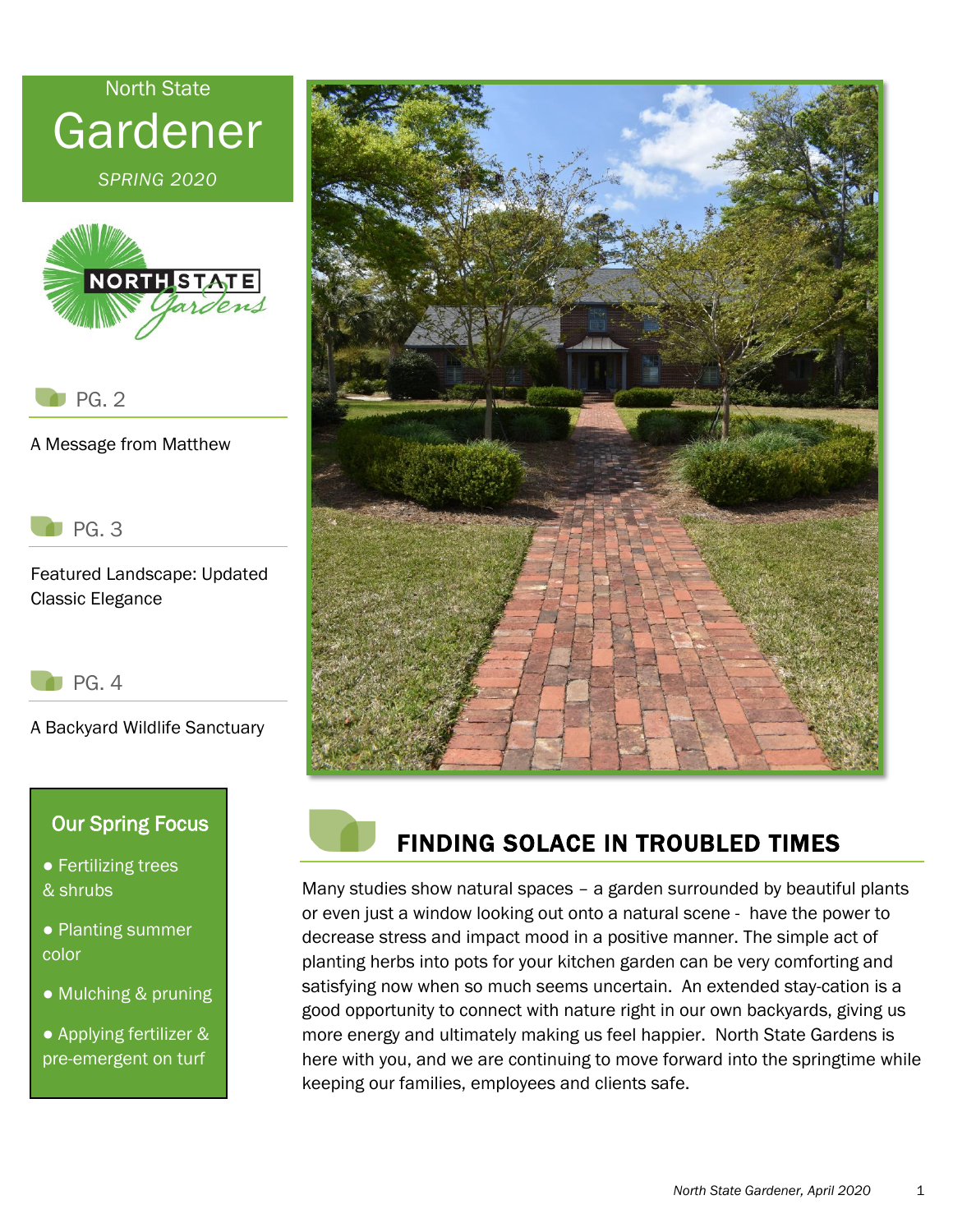North State

# Gardener

*SPRING 2020*

PG. 2

A Message from Matthew

PG. 3

Featured Landscape: Updated Classic Elegance

PG. 4

A Backyard Wildlife Sanctuary

### Our Spring Focus

- Fertilizing trees & shrubs
- Planting summer color
- Mulching & pruning
- Applying fertilizer & pre-emergent on turf

## FINDING SOLACE IN TROUBLED TIMES

Many studies show natural spaces – a garden surrounded by beautiful plants or even just a window looking out onto a natural scene - have the power to decrease stress and impact mood in a positive manner. The simple act of planting herbs into pots for your kitchen garden can be very comforting and satisfying now when so much seems uncertain. An extended stay-cation is a good opportunity to connect with nature right in our own backyards, giving us more energy and ultimately making us feel happier. North State Gardens is here with you, and we are continuing to move forward into the springtime while keeping our families, employees and clients safe.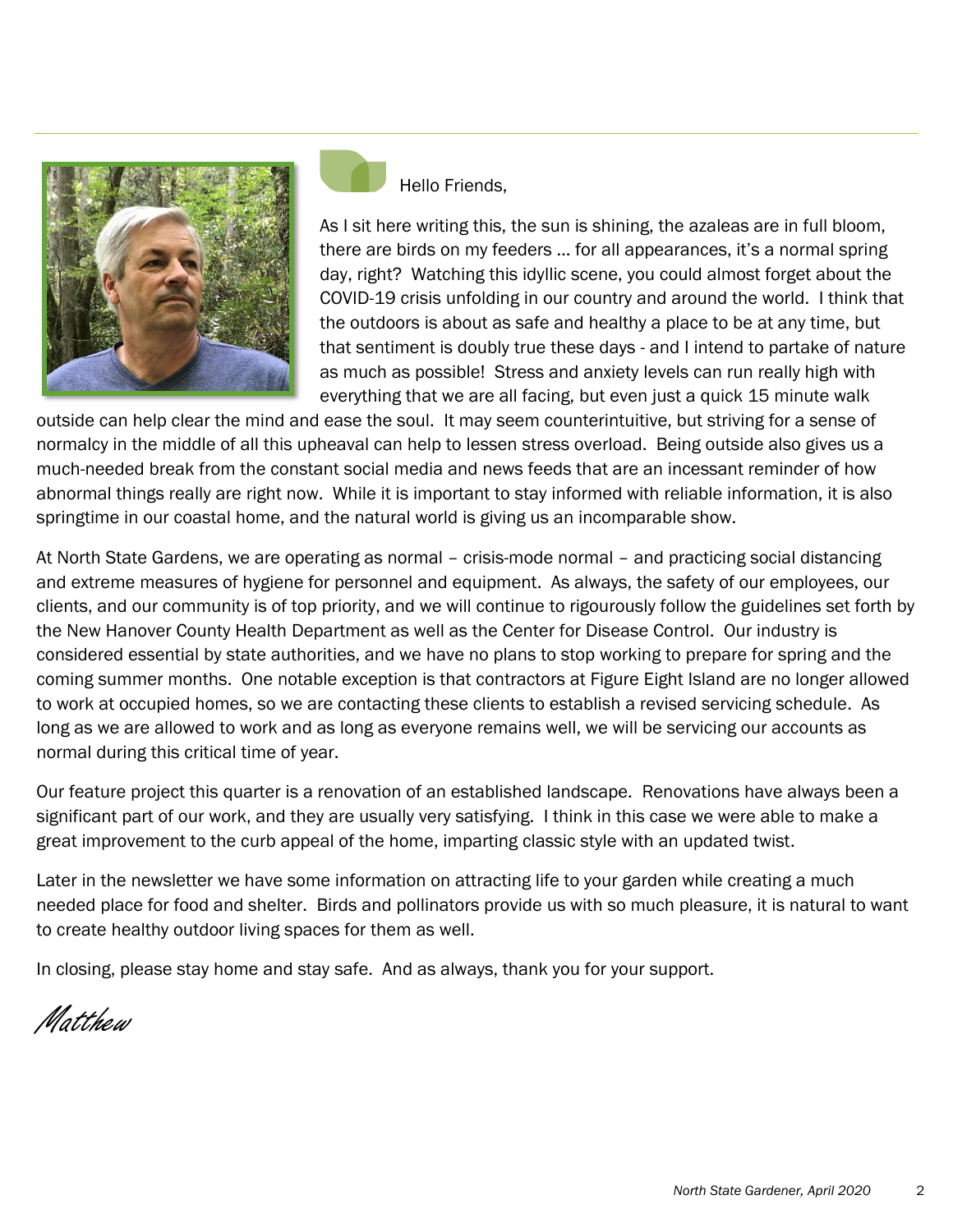Hello Friends,

As I sit here writing this, the sun is shining, the azaleas are in full bloom, there are birds on my feeders … for all appearances, it's a normal spring day, right? Watching this idyllic scene, you could almost forget about the COVID-19 crisis unfolding in our country and around the world. I think that the outdoors is about as safe and healthy a place to be at any time, but that sentiment is doubly true these days - and I intend to partake of nature as much as possible! Stress and anxiety levels can run really high with everything that we are all facing, but even just a quick 15 minute walk outside can help clear the mind and ease the soul. It may seem counterintuitive, but striving for a sense of normalcy in the middle of all this upheaval can help to lessen stress overload. Being outside also gives us a much-needed break from the constant social media and news feeds that are an incessant reminder of how abnormal things really are right now. While it is important to stay informed with reliable information, it is also springtime in our coastal home, and the natural world is giving us an incomparable show.

At North State Gardens, we are operating as normal – crisis-mode normal – and practicing social distancing and extreme measures of hygiene for personnel and equipment. As always, the safety of our employees, our clients, and our community is of top priority, and we will continue to rigourously follow the guidelines set forth by the New Hanover County Health Department as well as the Center for Disease Control. Our industry is considered essential by state authorities, and we have no plans to stop working to prepare for spring and the coming summer months. One notable exception is that contractors at Figure Eight Island are no longer allowed to work at occupied homes, so we are contacting these clients to establish a revised servicing schedule. As long as we are allowed to work and as long as everyone remains well, we will be servicing our accounts as normal during this critical time of year.

Our feature project this quarter is a renovation of an established landscape. Renovations have always been a significant part of our work, and they are usually very satisfying. I think in this case we were able to make a great improvement to the curb appeal of the home, imparting classic style with an updated twist.

Later in the newsletter we have some information on attracting life to your garden while creating a much needed place for food and shelter. Birds and pollinators provide us with so much pleasure, it is natural to want to create healthy outdoor living spaces for them as well.

In closing, please stay home and stay safe. And as always, thank you for your support.

*Matthew*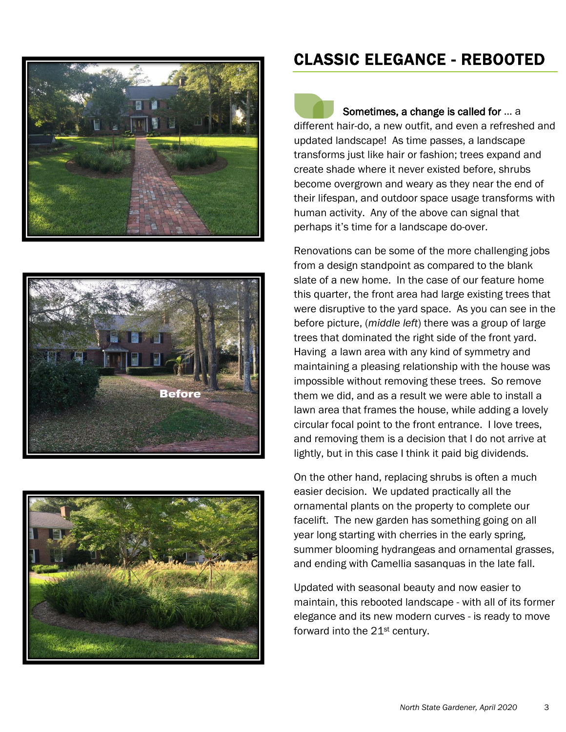# CLASSIC ELEGANCE - REBOOTED

**Sometimes, a change is called for** … a different hair-do, a new outfit, and even a refreshed and updated landscape! As time passes, a landscape transforms just like hair or fashion; trees expand and create shade where it never existed before, shrubs become overgrown and weary as they near the end of their lifespan, and outdoor space usage transforms with human activity. Any of the above can signal that perhaps it's time for a landscape do-over.

Renovations can be some of the more challenging jobs from a design standpoint as compared to the blank slate of a new home. In the case of our feature home this quarter, the front area had large existing trees that were disruptive to the yard space. As you can see in the before picture, (*middle left*) there was a group of large trees that dominated the right side of the front yard. Having a lawn area with any kind of symmetry and maintaining a pleasing relationship with the house was impossible without removing these trees. So remove them we did, and as a result we were able to install a lawn area that frames the house, while adding a lovely circular focal point to the front entrance. I love trees, and removing them is a decision that I do not arrive at lightly, but in this case I think it paid big dividends.

On the other hand, replacing shrubs is often a much easier decision. We updated practically all the ornamental plants on the property to complete our facelift. The new garden has something going on all year long starting with cherries in the early spring, summer blooming hydrangeas and ornamental grasses, and ending with Camellia sasanquas in the late fall.

Updated with seasonal beauty and now easier to maintain, this rebooted landscape - with all of its former elegance and its new modern curves - is ready to move forward into the 21st century.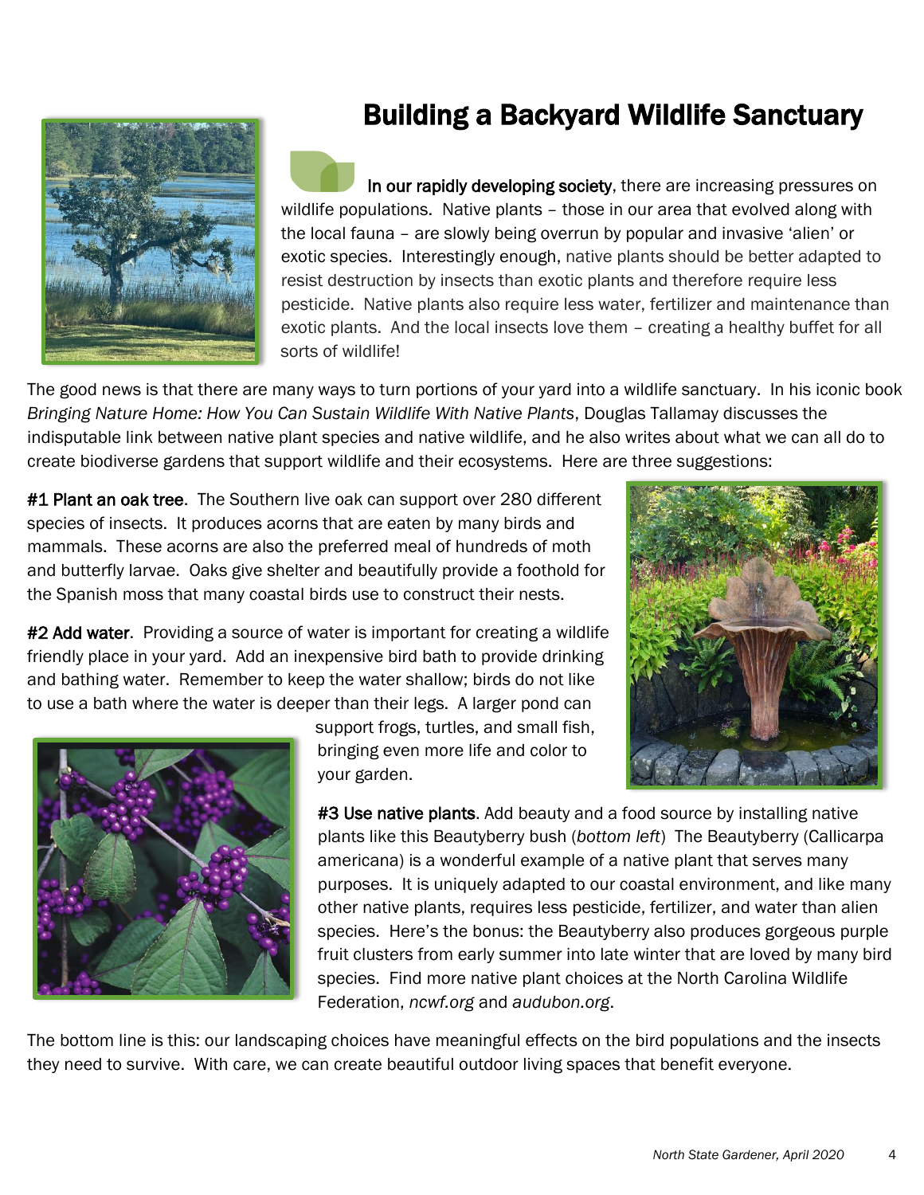# Building a Backyard Wildlife Sanctuary

**In our rapidly developing society**, there are increasing pressures on wildlife populations. Native plants – those in our area that evolved along with the local fauna – are slowly being overrun by popular and invasive 'alien' or exotic species. Interestingly enough, native plants should be better adapted to resist destruction by insects than exotic plants and therefore require less pesticide. Native plants also require less water, fertilizer and maintenance than exotic plants. And the local insects love them – creating a healthy buffet for all sorts of wildlife!

The good news is that there are many ways to turn portions of your yard into a wildlife sanctuary. In his iconic book *Bringing Nature Home: How You Can Sustain Wildlife With Native Plants*, Douglas Tallamay discusses the indisputable link between native plant species and native wildlife, and he also writes about what we can all do to create biodiverse gardens that support wildlife and their ecosystems. Here are three suggestions:

**#1 Plant an oak tree**. The Southern live oak can support over 280 different species of insects. It produces acorns that are eaten by many birds and mammals. These acorns are also the preferred meal of hundreds of moth and butterfly larvae. Oaks give shelter and beautifully provide a foothold for the Spanish moss that many coastal birds use to construct their nests.

**#2 Add water**. Providing a source of water is important for creating a wildlife friendly place in your yard. Add an inexpensive bird bath to provide drinking and bathing water. Remember to keep the water shallow; birds do not like to use a bath where the water is deeper than their legs. A larger pond can support frogs, turtles, and small fish, bringing even more life and color to your garden.

**#3 Use native plants**. Add beauty and a food source by installing native plants like this Beautyberry bush (*bottom left*) The Beautyberry (Callicarpa americana) is a wonderful example of a native plant that serves many purposes. It is uniquely adapted to our coastal environment, and like many other native plants, requires less pesticide, fertilizer, and water than alien species. Here's the bonus: the Beautyberry also produces gorgeous purple fruit clusters from early summer into late winter that are loved by many bird species. Find more native plant choices at the North Carolina Wildlife Federation, *ncwf.org* and *audubon.org*.

The bottom line is this: our landscaping choices have meaningful effects on the bird populations and the insects they need to survive. With care, we can create beautiful outdoor living spaces that benefit everyone.